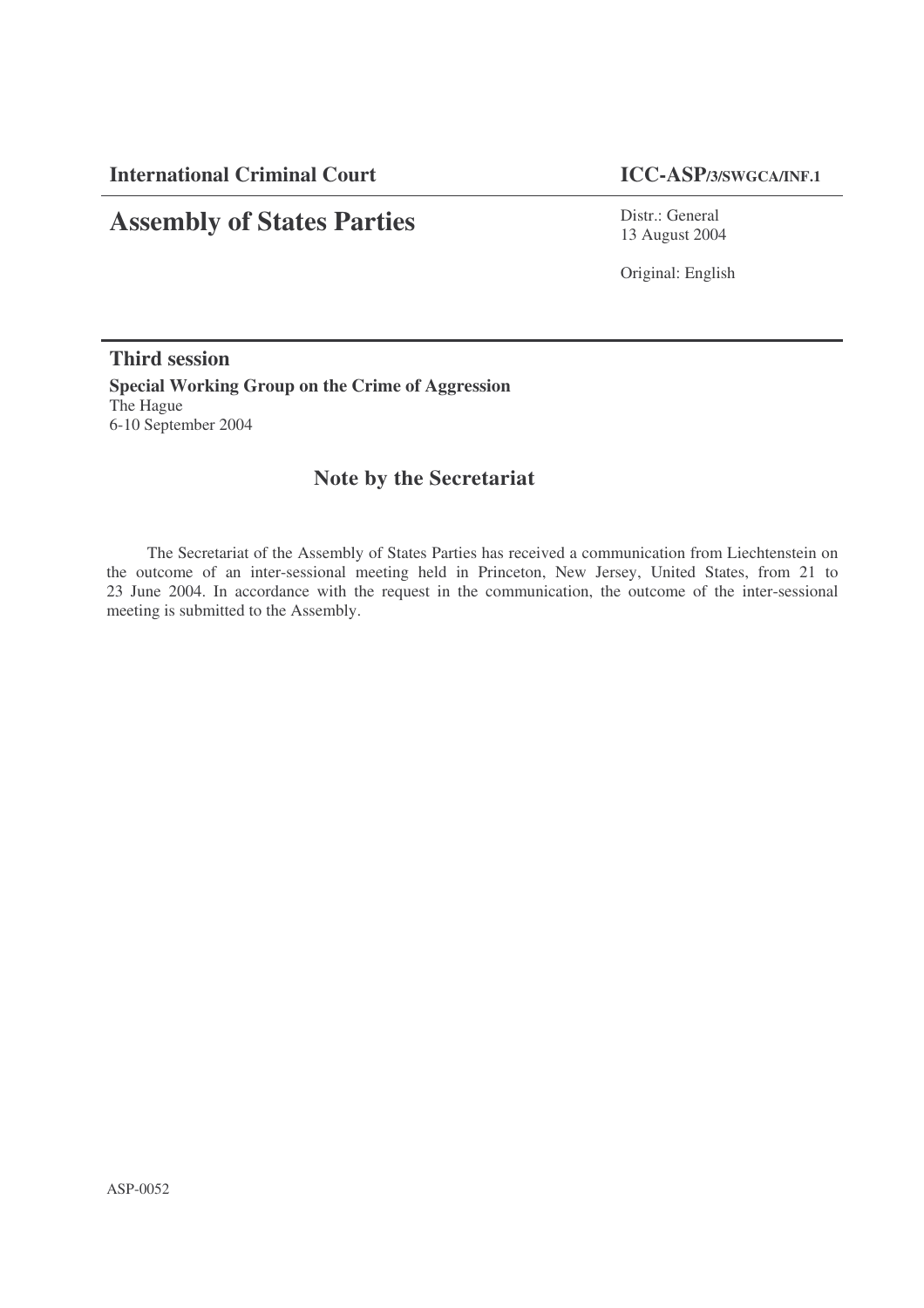**International Criminal Court** **ICC-ASP/3/SWGCA/INF.1**

# Assembly of States Parties

Distr.: General
13 August 2004

Original: English

## Third session

**Special Working Group on the Crime of Aggression**
The Hague
6-10 September 2004

## Note by the Secretariat

The Secretariat of the Assembly of States Parties has received a communication from Liechtenstein on the outcome of an inter-sessional meeting held in Princeton, New Jersey, United States, from 21 to 23 June 2004. In accordance with the request in the communication, the outcome of the inter-sessional meeting is submitted to the Assembly.

ASP-0052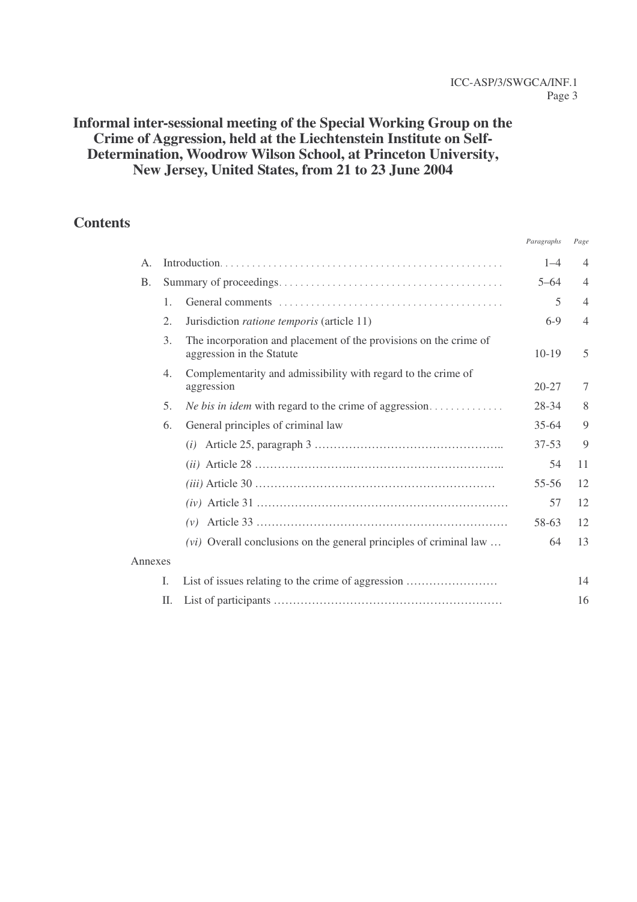# Informal inter-sessional meeting of the Special Working Group on the Crime of Aggression, held at the Liechtenstein Institute on Self-Determination, Woodrow Wilson School, at Princeton University, New Jersey, United States, from 21 to 23 June 2004

## Contents

| | | | *Paragraphs* | *Page* |
|---|---|---|---|---|
| A. | Introduction | | 1–4 | 4 |
| B. | Summary of proceedings | | 5–64 | 4 |
| | 1. | General comments | 5 | 4 |
| | 2. | Jurisdiction *ratione temporis* (article 11) | 6-9 | 4 |
| | 3. | The incorporation and placement of the provisions on the crime of aggression in the Statute | 10-19 | 5 |
| | 4. | Complementarity and admissibility with regard to the crime of aggression | 20-27 | 7 |
| | 5. | *Ne bis in idem* with regard to the crime of aggression | 28-34 | 8 |
| | 6. | General principles of criminal law | 35-64 | 9 |
| | | (*i*) Article 25, paragraph 3 | 37-53 | 9 |
| | | (*ii*) Article 28 | 54 | 11 |
| | | (*iii*) Article 30 | 55-56 | 12 |
| | | (*iv*) Article 31 | 57 | 12 |
| | | (*v*) Article 33 | 58-63 | 12 |
| | | (*vi*) Overall conclusions on the general principles of criminal law | 64 | 13 |
| Annexes | | | | |
| | I. | List of issues relating to the crime of aggression | | 14 |
| | II. | List of participants | | 16 |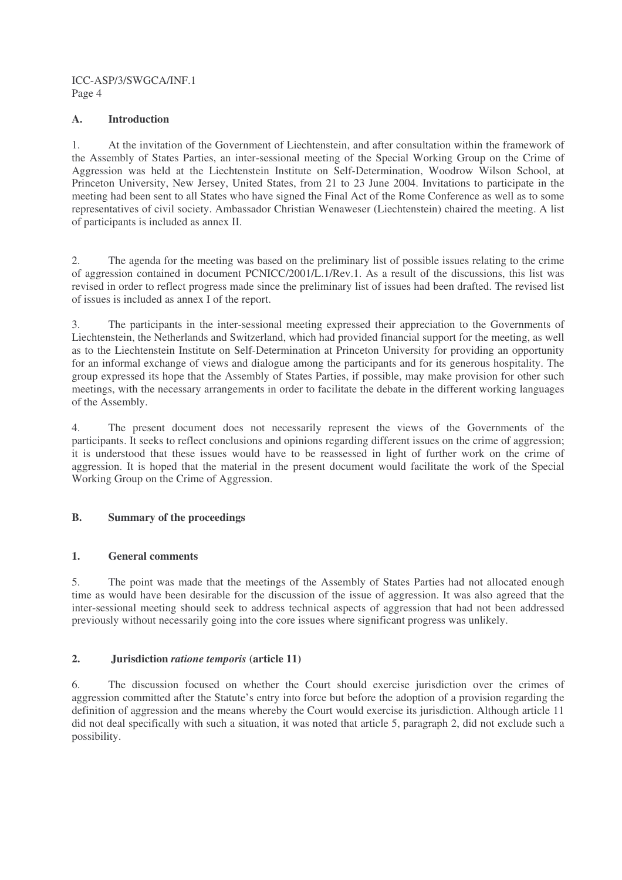## A. Introduction

1. At the invitation of the Government of Liechtenstein, and after consultation within the framework of the Assembly of States Parties, an inter-sessional meeting of the Special Working Group on the Crime of Aggression was held at the Liechtenstein Institute on Self-Determination, Woodrow Wilson School, at Princeton University, New Jersey, United States, from 21 to 23 June 2004. Invitations to participate in the meeting had been sent to all States who have signed the Final Act of the Rome Conference as well as to some representatives of civil society. Ambassador Christian Wenaweser (Liechtenstein) chaired the meeting. A list of participants is included as annex II.

2. The agenda for the meeting was based on the preliminary list of possible issues relating to the crime of aggression contained in document PCNICC/2001/L.1/Rev.1. As a result of the discussions, this list was revised in order to reflect progress made since the preliminary list of issues had been drafted. The revised list of issues is included as annex I of the report.

3. The participants in the inter-sessional meeting expressed their appreciation to the Governments of Liechtenstein, the Netherlands and Switzerland, which had provided financial support for the meeting, as well as to the Liechtenstein Institute on Self-Determination at Princeton University for providing an opportunity for an informal exchange of views and dialogue among the participants and for its generous hospitality. The group expressed its hope that the Assembly of States Parties, if possible, may make provision for other such meetings, with the necessary arrangements in order to facilitate the debate in the different working languages of the Assembly.

4. The present document does not necessarily represent the views of the Governments of the participants. It seeks to reflect conclusions and opinions regarding different issues on the crime of aggression; it is understood that these issues would have to be reassessed in light of further work on the crime of aggression. It is hoped that the material in the present document would facilitate the work of the Special Working Group on the Crime of Aggression.

## B. Summary of the proceedings

### 1. General comments

5. The point was made that the meetings of the Assembly of States Parties had not allocated enough time as would have been desirable for the discussion of the issue of aggression. It was also agreed that the inter-sessional meeting should seek to address technical aspects of aggression that had not been addressed previously without necessarily going into the core issues where significant progress was unlikely.

### 2. Jurisdiction *ratione temporis* (article 11)

6. The discussion focused on whether the Court should exercise jurisdiction over the crimes of aggression committed after the Statute's entry into force but before the adoption of a provision regarding the definition of aggression and the means whereby the Court would exercise its jurisdiction. Although article 11 did not deal specifically with such a situation, it was noted that article 5, paragraph 2, did not exclude such a possibility.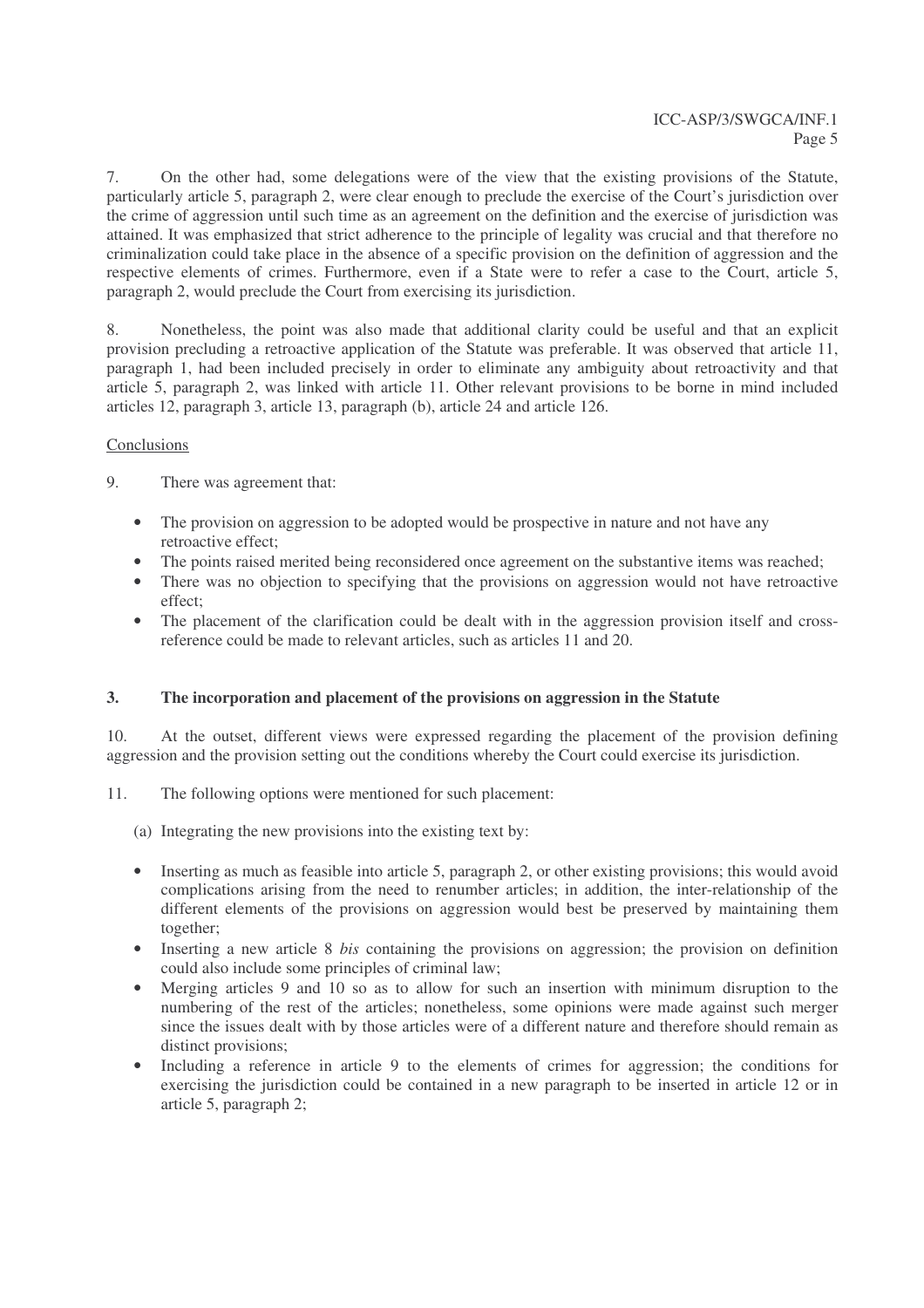7. On the other had, some delegations were of the view that the existing provisions of the Statute, particularly article 5, paragraph 2, were clear enough to preclude the exercise of the Court's jurisdiction over the crime of aggression until such time as an agreement on the definition and the exercise of jurisdiction was attained. It was emphasized that strict adherence to the principle of legality was crucial and that therefore no criminalization could take place in the absence of a specific provision on the definition of aggression and the respective elements of crimes. Furthermore, even if a State were to refer a case to the Court, article 5, paragraph 2, would preclude the Court from exercising its jurisdiction.

8. Nonetheless, the point was also made that additional clarity could be useful and that an explicit provision precluding a retroactive application of the Statute was preferable. It was observed that article 11, paragraph 1, had been included precisely in order to eliminate any ambiguity about retroactivity and that article 5, paragraph 2, was linked with article 11. Other relevant provisions to be borne in mind included articles 12, paragraph 3, article 13, paragraph (b), article 24 and article 126.

Conclusions

9. There was agreement that:

- The provision on aggression to be adopted would be prospective in nature and not have any retroactive effect;
- The points raised merited being reconsidered once agreement on the substantive items was reached;
- There was no objection to specifying that the provisions on aggression would not have retroactive effect;
- The placement of the clarification could be dealt with in the aggression provision itself and cross-reference could be made to relevant articles, such as articles 11 and 20.

### 3. The incorporation and placement of the provisions on aggression in the Statute

10. At the outset, different views were expressed regarding the placement of the provision defining aggression and the provision setting out the conditions whereby the Court could exercise its jurisdiction.

11. The following options were mentioned for such placement:

(a) Integrating the new provisions into the existing text by:

- Inserting as much as feasible into article 5, paragraph 2, or other existing provisions; this would avoid complications arising from the need to renumber articles; in addition, the inter-relationship of the different elements of the provisions on aggression would best be preserved by maintaining them together;
- Inserting a new article 8 *bis* containing the provisions on aggression; the provision on definition could also include some principles of criminal law;
- Merging articles 9 and 10 so as to allow for such an insertion with minimum disruption to the numbering of the rest of the articles; nonetheless, some opinions were made against such merger since the issues dealt with by those articles were of a different nature and therefore should remain as distinct provisions;
- Including a reference in article 9 to the elements of crimes for aggression; the conditions for exercising the jurisdiction could be contained in a new paragraph to be inserted in article 12 or in article 5, paragraph 2;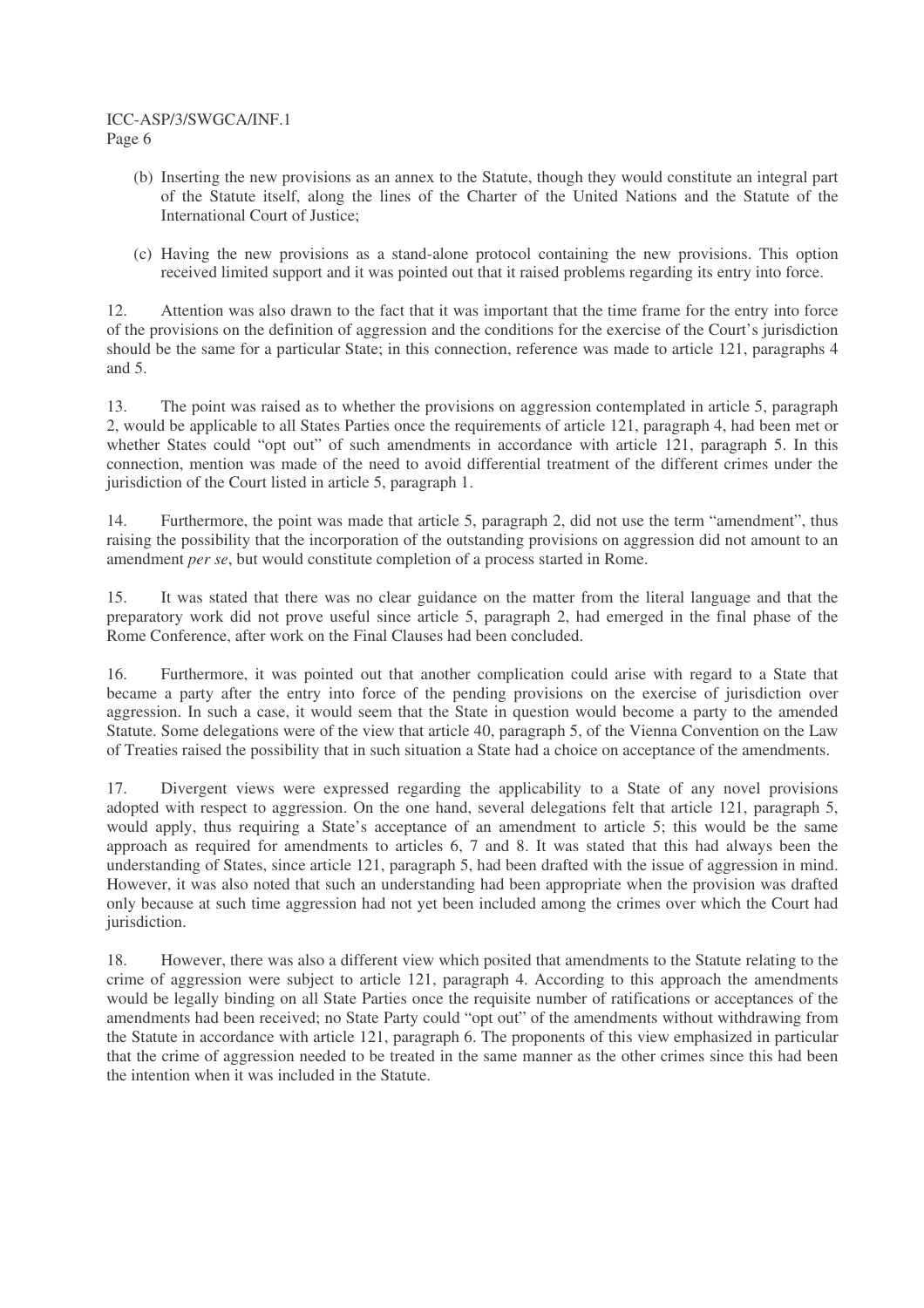(b) Inserting the new provisions as an annex to the Statute, though they would constitute an integral part of the Statute itself, along the lines of the Charter of the United Nations and the Statute of the International Court of Justice;

(c) Having the new provisions as a stand-alone protocol containing the new provisions. This option received limited support and it was pointed out that it raised problems regarding its entry into force.

12. Attention was also drawn to the fact that it was important that the time frame for the entry into force of the provisions on the definition of aggression and the conditions for the exercise of the Court's jurisdiction should be the same for a particular State; in this connection, reference was made to article 121, paragraphs 4 and 5.

13. The point was raised as to whether the provisions on aggression contemplated in article 5, paragraph 2, would be applicable to all States Parties once the requirements of article 121, paragraph 4, had been met or whether States could "opt out" of such amendments in accordance with article 121, paragraph 5. In this connection, mention was made of the need to avoid differential treatment of the different crimes under the jurisdiction of the Court listed in article 5, paragraph 1.

14. Furthermore, the point was made that article 5, paragraph 2, did not use the term "amendment", thus raising the possibility that the incorporation of the outstanding provisions on aggression did not amount to an amendment *per se*, but would constitute completion of a process started in Rome.

15. It was stated that there was no clear guidance on the matter from the literal language and that the preparatory work did not prove useful since article 5, paragraph 2, had emerged in the final phase of the Rome Conference, after work on the Final Clauses had been concluded.

16. Furthermore, it was pointed out that another complication could arise with regard to a State that became a party after the entry into force of the pending provisions on the exercise of jurisdiction over aggression. In such a case, it would seem that the State in question would become a party to the amended Statute. Some delegations were of the view that article 40, paragraph 5, of the Vienna Convention on the Law of Treaties raised the possibility that in such situation a State had a choice on acceptance of the amendments.

17. Divergent views were expressed regarding the applicability to a State of any novel provisions adopted with respect to aggression. On the one hand, several delegations felt that article 121, paragraph 5, would apply, thus requiring a State's acceptance of an amendment to article 5; this would be the same approach as required for amendments to articles 6, 7 and 8. It was stated that this had always been the understanding of States, since article 121, paragraph 5, had been drafted with the issue of aggression in mind. However, it was also noted that such an understanding had been appropriate when the provision was drafted only because at such time aggression had not yet been included among the crimes over which the Court had jurisdiction.

18. However, there was also a different view which posited that amendments to the Statute relating to the crime of aggression were subject to article 121, paragraph 4. According to this approach the amendments would be legally binding on all State Parties once the requisite number of ratifications or acceptances of the amendments had been received; no State Party could "opt out" of the amendments without withdrawing from the Statute in accordance with article 121, paragraph 6. The proponents of this view emphasized in particular that the crime of aggression needed to be treated in the same manner as the other crimes since this had been the intention when it was included in the Statute.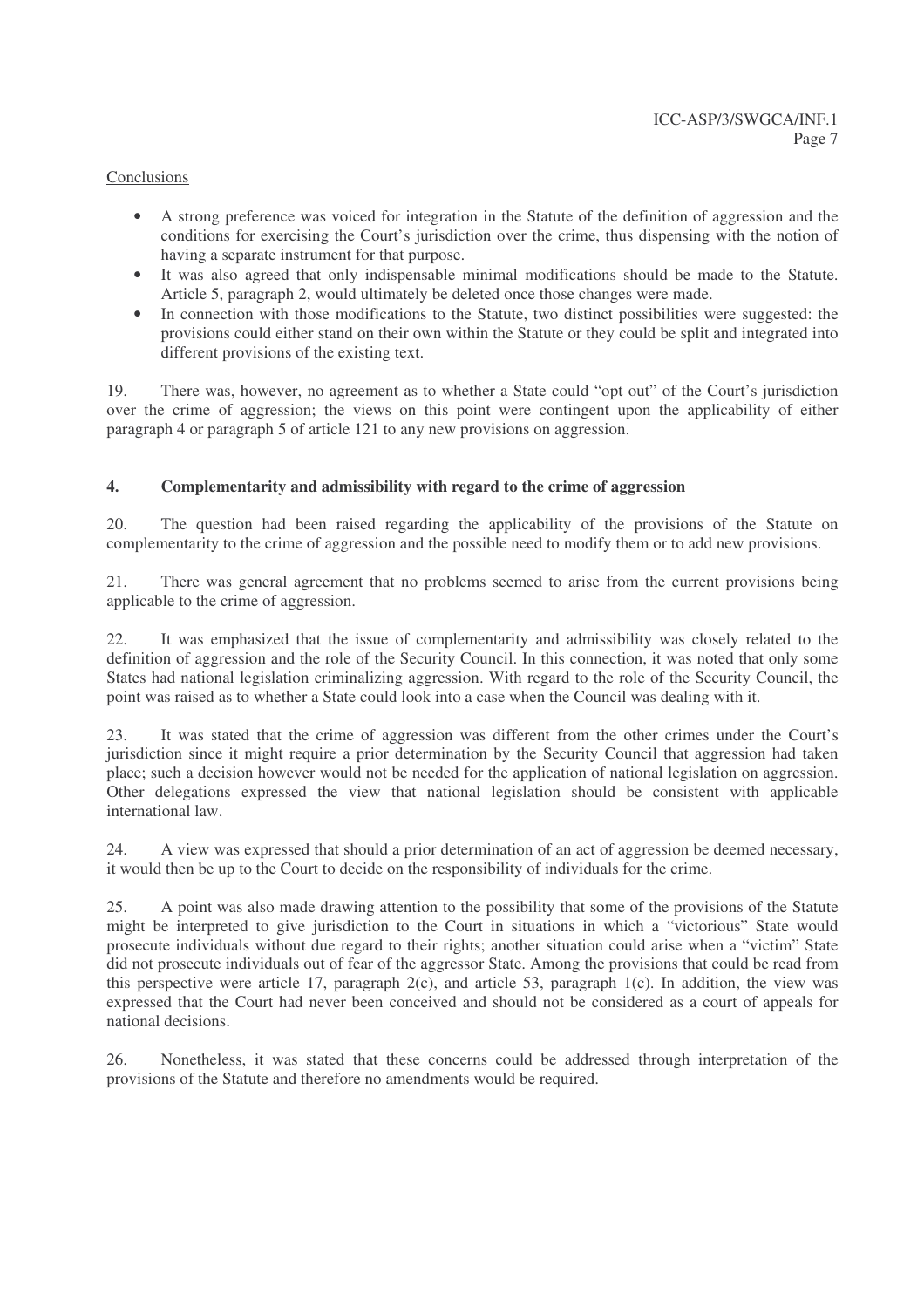Conclusions

- A strong preference was voiced for integration in the Statute of the definition of aggression and the conditions for exercising the Court's jurisdiction over the crime, thus dispensing with the notion of having a separate instrument for that purpose.
- It was also agreed that only indispensable minimal modifications should be made to the Statute. Article 5, paragraph 2, would ultimately be deleted once those changes were made.
- In connection with those modifications to the Statute, two distinct possibilities were suggested: the provisions could either stand on their own within the Statute or they could be split and integrated into different provisions of the existing text.

19. There was, however, no agreement as to whether a State could "opt out" of the Court's jurisdiction over the crime of aggression; the views on this point were contingent upon the applicability of either paragraph 4 or paragraph 5 of article 121 to any new provisions on aggression.

### 4. Complementarity and admissibility with regard to the crime of aggression

20. The question had been raised regarding the applicability of the provisions of the Statute on complementarity to the crime of aggression and the possible need to modify them or to add new provisions.

21. There was general agreement that no problems seemed to arise from the current provisions being applicable to the crime of aggression.

22. It was emphasized that the issue of complementarity and admissibility was closely related to the definition of aggression and the role of the Security Council. In this connection, it was noted that only some States had national legislation criminalizing aggression. With regard to the role of the Security Council, the point was raised as to whether a State could look into a case when the Council was dealing with it.

23. It was stated that the crime of aggression was different from the other crimes under the Court's jurisdiction since it might require a prior determination by the Security Council that aggression had taken place; such a decision however would not be needed for the application of national legislation on aggression. Other delegations expressed the view that national legislation should be consistent with applicable international law.

24. A view was expressed that should a prior determination of an act of aggression be deemed necessary, it would then be up to the Court to decide on the responsibility of individuals for the crime.

25. A point was also made drawing attention to the possibility that some of the provisions of the Statute might be interpreted to give jurisdiction to the Court in situations in which a "victorious" State would prosecute individuals without due regard to their rights; another situation could arise when a "victim" State did not prosecute individuals out of fear of the aggressor State. Among the provisions that could be read from this perspective were article 17, paragraph 2(c), and article 53, paragraph 1(c). In addition, the view was expressed that the Court had never been conceived and should not be considered as a court of appeals for national decisions.

26. Nonetheless, it was stated that these concerns could be addressed through interpretation of the provisions of the Statute and therefore no amendments would be required.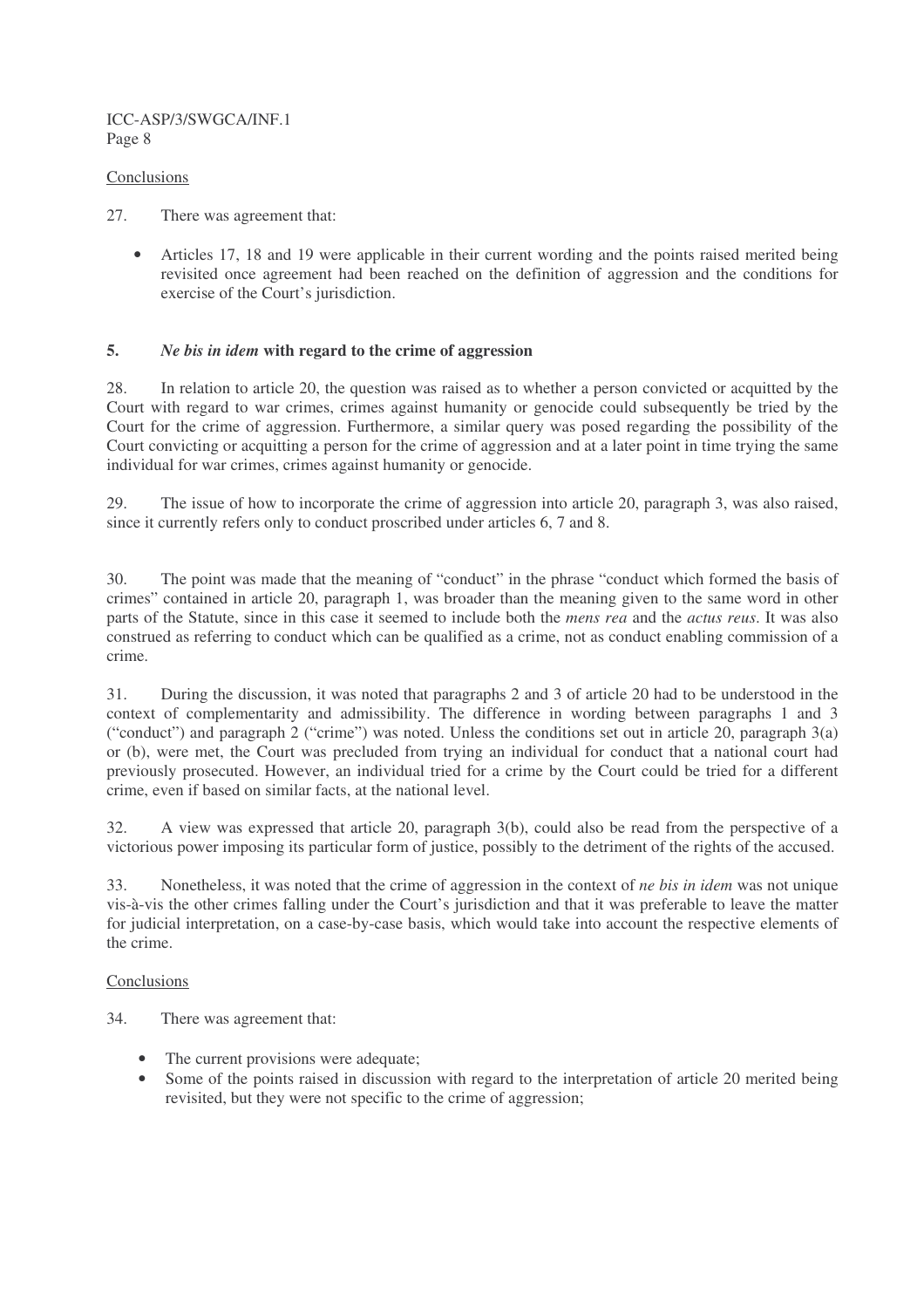Conclusions

27. There was agreement that:

- Articles 17, 18 and 19 were applicable in their current wording and the points raised merited being revisited once agreement had been reached on the definition of aggression and the conditions for exercise of the Court's jurisdiction.

## 5. *Ne bis in idem* with regard to the crime of aggression

28. In relation to article 20, the question was raised as to whether a person convicted or acquitted by the Court with regard to war crimes, crimes against humanity or genocide could subsequently be tried by the Court for the crime of aggression. Furthermore, a similar query was posed regarding the possibility of the Court convicting or acquitting a person for the crime of aggression and at a later point in time trying the same individual for war crimes, crimes against humanity or genocide.

29. The issue of how to incorporate the crime of aggression into article 20, paragraph 3, was also raised, since it currently refers only to conduct proscribed under articles 6, 7 and 8.

30. The point was made that the meaning of "conduct" in the phrase "conduct which formed the basis of crimes" contained in article 20, paragraph 1, was broader than the meaning given to the same word in other parts of the Statute, since in this case it seemed to include both the *mens rea* and the *actus reus*. It was also construed as referring to conduct which can be qualified as a crime, not as conduct enabling commission of a crime.

31. During the discussion, it was noted that paragraphs 2 and 3 of article 20 had to be understood in the context of complementarity and admissibility. The difference in wording between paragraphs 1 and 3 ("conduct") and paragraph 2 ("crime") was noted. Unless the conditions set out in article 20, paragraph 3(a) or (b), were met, the Court was precluded from trying an individual for conduct that a national court had previously prosecuted. However, an individual tried for a crime by the Court could be tried for a different crime, even if based on similar facts, at the national level.

32. A view was expressed that article 20, paragraph 3(b), could also be read from the perspective of a victorious power imposing its particular form of justice, possibly to the detriment of the rights of the accused.

33. Nonetheless, it was noted that the crime of aggression in the context of *ne bis in idem* was not unique vis-à-vis the other crimes falling under the Court's jurisdiction and that it was preferable to leave the matter for judicial interpretation, on a case-by-case basis, which would take into account the respective elements of the crime.

Conclusions

34. There was agreement that:

- The current provisions were adequate;
- Some of the points raised in discussion with regard to the interpretation of article 20 merited being revisited, but they were not specific to the crime of aggression;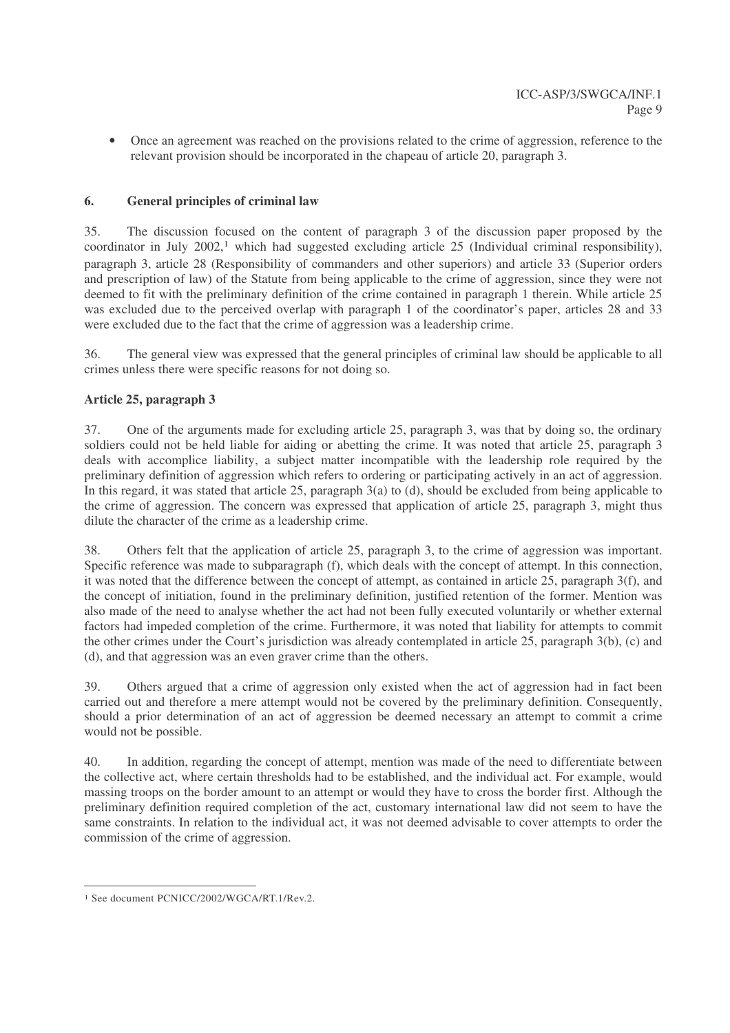- Once an agreement was reached on the provisions related to the crime of aggression, reference to the relevant provision should be incorporated in the chapeau of article 20, paragraph 3.

## 6. General principles of criminal law

35. The discussion focused on the content of paragraph 3 of the discussion paper proposed by the coordinator in July 2002,[1] which had suggested excluding article 25 (Individual criminal responsibility), paragraph 3, article 28 (Responsibility of commanders and other superiors) and article 33 (Superior orders and prescription of law) of the Statute from being applicable to the crime of aggression, since they were not deemed to fit with the preliminary definition of the crime contained in paragraph 1 therein. While article 25 was excluded due to the perceived overlap with paragraph 1 of the coordinator's paper, articles 28 and 33 were excluded due to the fact that the crime of aggression was a leadership crime.

36. The general view was expressed that the general principles of criminal law should be applicable to all crimes unless there were specific reasons for not doing so.

### Article 25, paragraph 3

37. One of the arguments made for excluding article 25, paragraph 3, was that by doing so, the ordinary soldiers could not be held liable for aiding or abetting the crime. It was noted that article 25, paragraph 3 deals with accomplice liability, a subject matter incompatible with the leadership role required by the preliminary definition of aggression which refers to ordering or participating actively in an act of aggression. In this regard, it was stated that article 25, paragraph 3(a) to (d), should be excluded from being applicable to the crime of aggression. The concern was expressed that application of article 25, paragraph 3, might thus dilute the character of the crime as a leadership crime.

38. Others felt that the application of article 25, paragraph 3, to the crime of aggression was important. Specific reference was made to subparagraph (f), which deals with the concept of attempt. In this connection, it was noted that the difference between the concept of attempt, as contained in article 25, paragraph 3(f), and the concept of initiation, found in the preliminary definition, justified retention of the former. Mention was also made of the need to analyse whether the act had not been fully executed voluntarily or whether external factors had impeded completion of the crime. Furthermore, it was noted that liability for attempts to commit the other crimes under the Court's jurisdiction was already contemplated in article 25, paragraph 3(b), (c) and (d), and that aggression was an even graver crime than the others.

39. Others argued that a crime of aggression only existed when the act of aggression had in fact been carried out and therefore a mere attempt would not be covered by the preliminary definition. Consequently, should a prior determination of an act of aggression be deemed necessary an attempt to commit a crime would not be possible.

40. In addition, regarding the concept of attempt, mention was made of the need to differentiate between the collective act, where certain thresholds had to be established, and the individual act. For example, would massing troops on the border amount to an attempt or would they have to cross the border first. Although the preliminary definition required completion of the act, customary international law did not seem to have the same constraints. In relation to the individual act, it was not deemed advisable to cover attempts to order the commission of the crime of aggression.

---

[1] See document PCNICC/2002/WGCA/RT.1/Rev.2.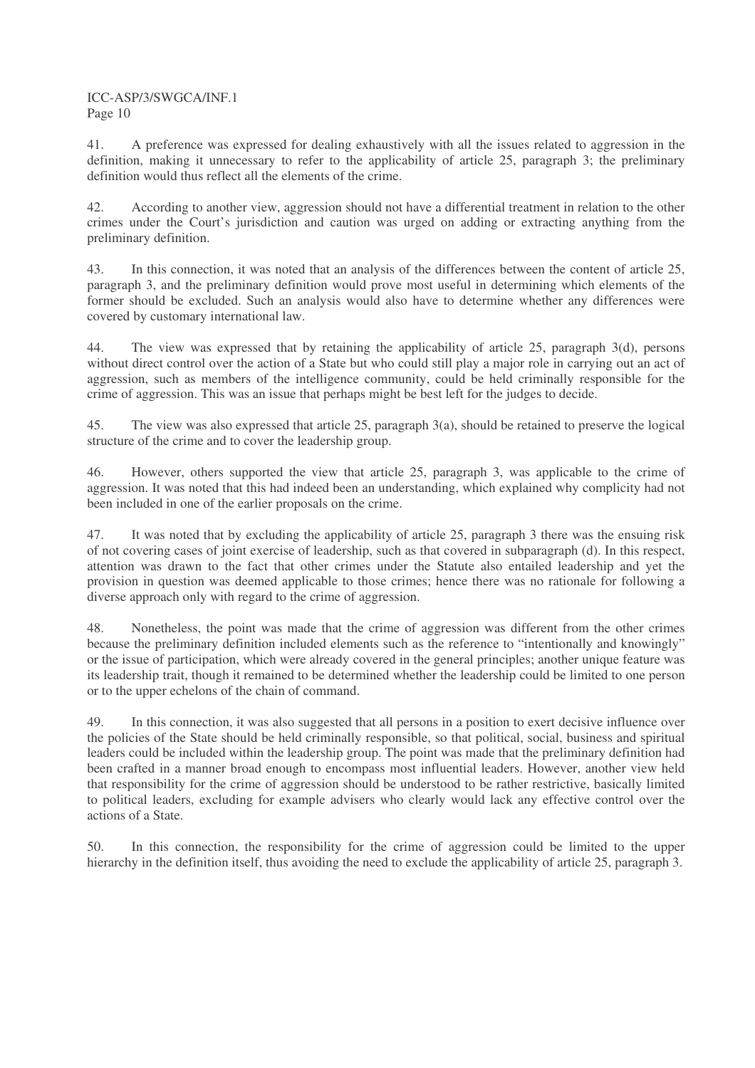41. A preference was expressed for dealing exhaustively with all the issues related to aggression in the definition, making it unnecessary to refer to the applicability of article 25, paragraph 3; the preliminary definition would thus reflect all the elements of the crime.

42. According to another view, aggression should not have a differential treatment in relation to the other crimes under the Court's jurisdiction and caution was urged on adding or extracting anything from the preliminary definition.

43. In this connection, it was noted that an analysis of the differences between the content of article 25, paragraph 3, and the preliminary definition would prove most useful in determining which elements of the former should be excluded. Such an analysis would also have to determine whether any differences were covered by customary international law.

44. The view was expressed that by retaining the applicability of article 25, paragraph 3(d), persons without direct control over the action of a State but who could still play a major role in carrying out an act of aggression, such as members of the intelligence community, could be held criminally responsible for the crime of aggression. This was an issue that perhaps might be best left for the judges to decide.

45. The view was also expressed that article 25, paragraph 3(a), should be retained to preserve the logical structure of the crime and to cover the leadership group.

46. However, others supported the view that article 25, paragraph 3, was applicable to the crime of aggression. It was noted that this had indeed been an understanding, which explained why complicity had not been included in one of the earlier proposals on the crime.

47. It was noted that by excluding the applicability of article 25, paragraph 3 there was the ensuing risk of not covering cases of joint exercise of leadership, such as that covered in subparagraph (d). In this respect, attention was drawn to the fact that other crimes under the Statute also entailed leadership and yet the provision in question was deemed applicable to those crimes; hence there was no rationale for following a diverse approach only with regard to the crime of aggression.

48. Nonetheless, the point was made that the crime of aggression was different from the other crimes because the preliminary definition included elements such as the reference to "intentionally and knowingly" or the issue of participation, which were already covered in the general principles; another unique feature was its leadership trait, though it remained to be determined whether the leadership could be limited to one person or to the upper echelons of the chain of command.

49. In this connection, it was also suggested that all persons in a position to exert decisive influence over the policies of the State should be held criminally responsible, so that political, social, business and spiritual leaders could be included within the leadership group. The point was made that the preliminary definition had been crafted in a manner broad enough to encompass most influential leaders. However, another view held that responsibility for the crime of aggression should be understood to be rather restrictive, basically limited to political leaders, excluding for example advisers who clearly would lack any effective control over the actions of a State.

50. In this connection, the responsibility for the crime of aggression could be limited to the upper hierarchy in the definition itself, thus avoiding the need to exclude the applicability of article 25, paragraph 3.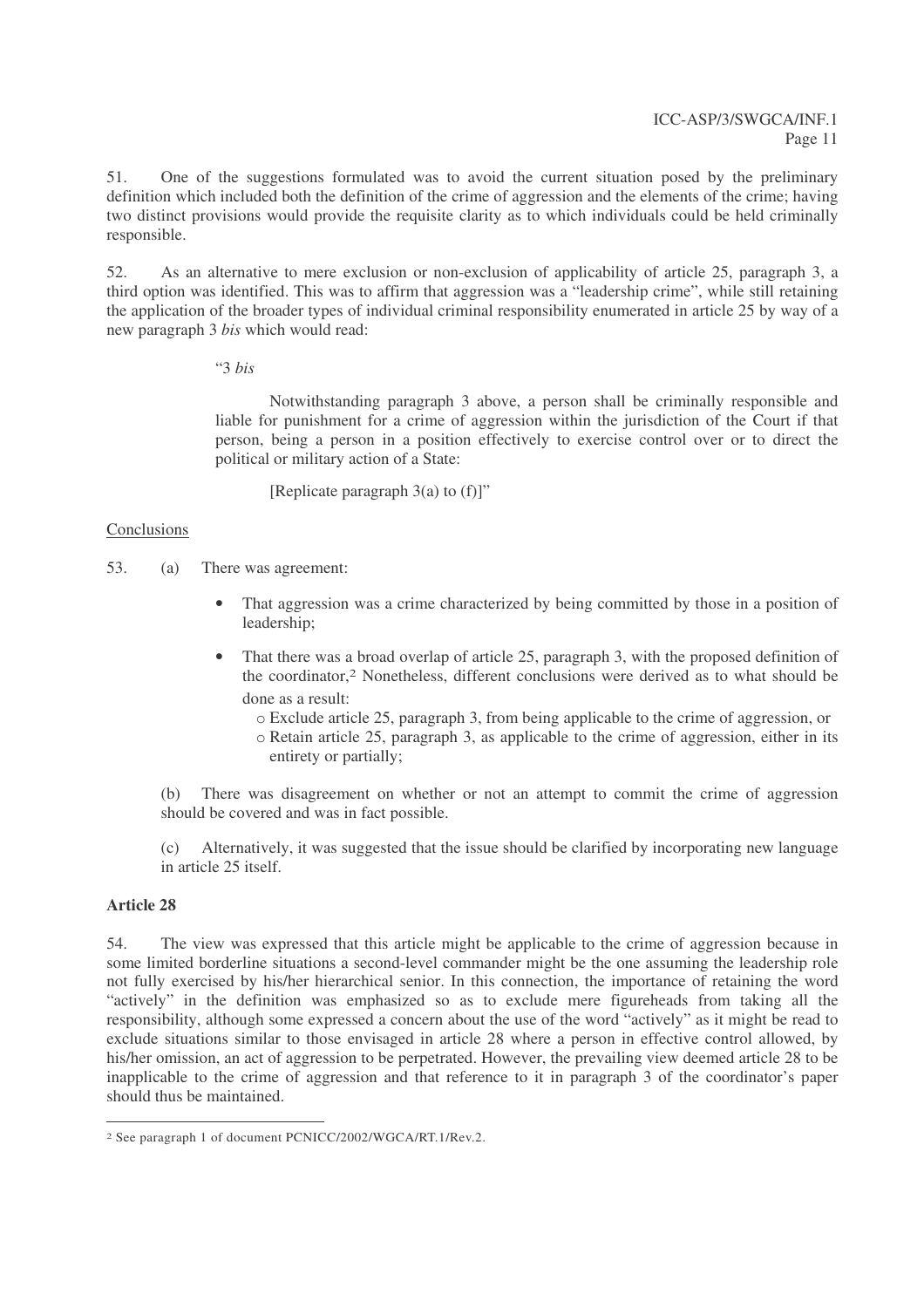51. One of the suggestions formulated was to avoid the current situation posed by the preliminary definition which included both the definition of the crime of aggression and the elements of the crime; having two distinct provisions would provide the requisite clarity as to which individuals could be held criminally responsible.

52. As an alternative to mere exclusion or non-exclusion of applicability of article 25, paragraph 3, a third option was identified. This was to affirm that aggression was a "leadership crime", while still retaining the application of the broader types of individual criminal responsibility enumerated in article 25 by way of a new paragraph 3 *bis* which would read:

> "3 *bis*
>
> Notwithstanding paragraph 3 above, a person shall be criminally responsible and liable for punishment for a crime of aggression within the jurisdiction of the Court if that person, being a person in a position effectively to exercise control over or to direct the political or military action of a State:
>
> [Replicate paragraph 3(a) to (f)]"

Conclusions

53. (a) There was agreement:

- That aggression was a crime characterized by being committed by those in a position of leadership;
- That there was a broad overlap of article 25, paragraph 3, with the proposed definition of the coordinator,[2] Nonetheless, different conclusions were derived as to what should be done as a result:
  - Exclude article 25, paragraph 3, from being applicable to the crime of aggression, or
  - Retain article 25, paragraph 3, as applicable to the crime of aggression, either in its entirety or partially;

(b) There was disagreement on whether or not an attempt to commit the crime of aggression should be covered and was in fact possible.

(c) Alternatively, it was suggested that the issue should be clarified by incorporating new language in article 25 itself.

**Article 28**

54. The view was expressed that this article might be applicable to the crime of aggression because in some limited borderline situations a second-level commander might be the one assuming the leadership role not fully exercised by his/her hierarchical senior. In this connection, the importance of retaining the word "actively" in the definition was emphasized so as to exclude mere figureheads from taking all the responsibility, although some expressed a concern about the use of the word "actively" as it might be read to exclude situations similar to those envisaged in article 28 where a person in effective control allowed, by his/her omission, an act of aggression to be perpetrated. However, the prevailing view deemed article 28 to be inapplicable to the crime of aggression and that reference to it in paragraph 3 of the coordinator's paper should thus be maintained.

[2] See paragraph 1 of document PCNICC/2002/WGCA/RT.1/Rev.2.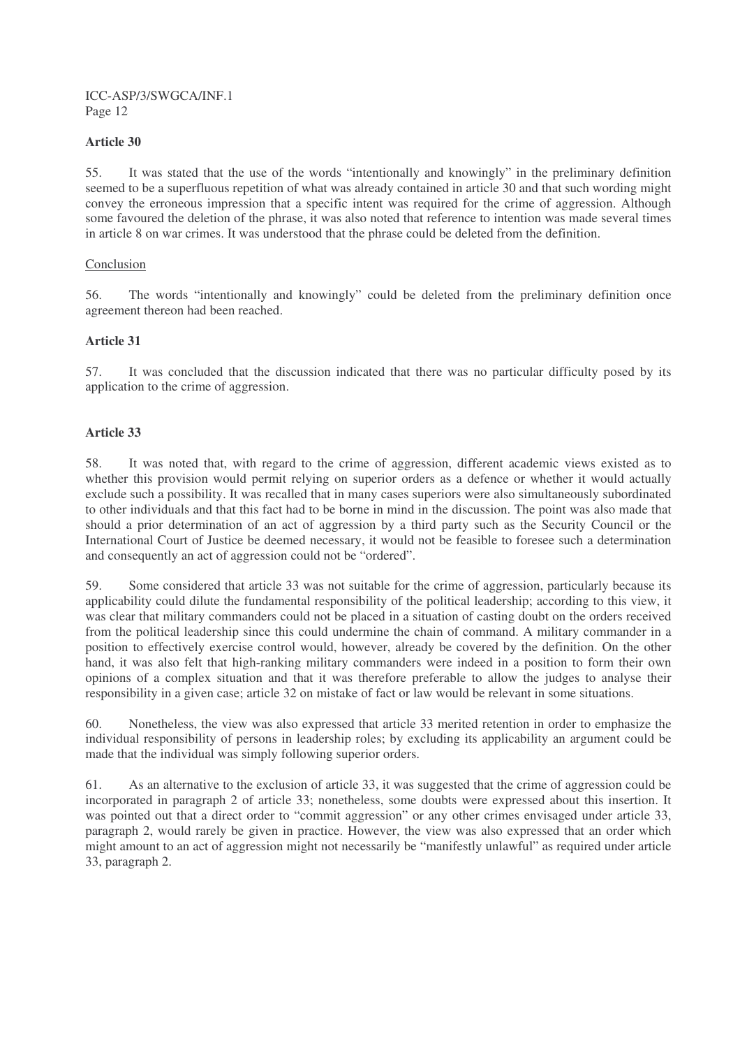### Article 30

55. It was stated that the use of the words "intentionally and knowingly" in the preliminary definition seemed to be a superfluous repetition of what was already contained in article 30 and that such wording might convey the erroneous impression that a specific intent was required for the crime of aggression. Although some favoured the deletion of the phrase, it was also noted that reference to intention was made several times in article 8 on war crimes. It was understood that the phrase could be deleted from the definition.

Conclusion

56. The words "intentionally and knowingly" could be deleted from the preliminary definition once agreement thereon had been reached.

### Article 31

57. It was concluded that the discussion indicated that there was no particular difficulty posed by its application to the crime of aggression.

### Article 33

58. It was noted that, with regard to the crime of aggression, different academic views existed as to whether this provision would permit relying on superior orders as a defence or whether it would actually exclude such a possibility. It was recalled that in many cases superiors were also simultaneously subordinated to other individuals and that this fact had to be borne in mind in the discussion. The point was also made that should a prior determination of an act of aggression by a third party such as the Security Council or the International Court of Justice be deemed necessary, it would not be feasible to foresee such a determination and consequently an act of aggression could not be "ordered".

59. Some considered that article 33 was not suitable for the crime of aggression, particularly because its applicability could dilute the fundamental responsibility of the political leadership; according to this view, it was clear that military commanders could not be placed in a situation of casting doubt on the orders received from the political leadership since this could undermine the chain of command. A military commander in a position to effectively exercise control would, however, already be covered by the definition. On the other hand, it was also felt that high-ranking military commanders were indeed in a position to form their own opinions of a complex situation and that it was therefore preferable to allow the judges to analyse their responsibility in a given case; article 32 on mistake of fact or law would be relevant in some situations.

60. Nonetheless, the view was also expressed that article 33 merited retention in order to emphasize the individual responsibility of persons in leadership roles; by excluding its applicability an argument could be made that the individual was simply following superior orders.

61. As an alternative to the exclusion of article 33, it was suggested that the crime of aggression could be incorporated in paragraph 2 of article 33; nonetheless, some doubts were expressed about this insertion. It was pointed out that a direct order to "commit aggression" or any other crimes envisaged under article 33, paragraph 2, would rarely be given in practice. However, the view was also expressed that an order which might amount to an act of aggression might not necessarily be "manifestly unlawful" as required under article 33, paragraph 2.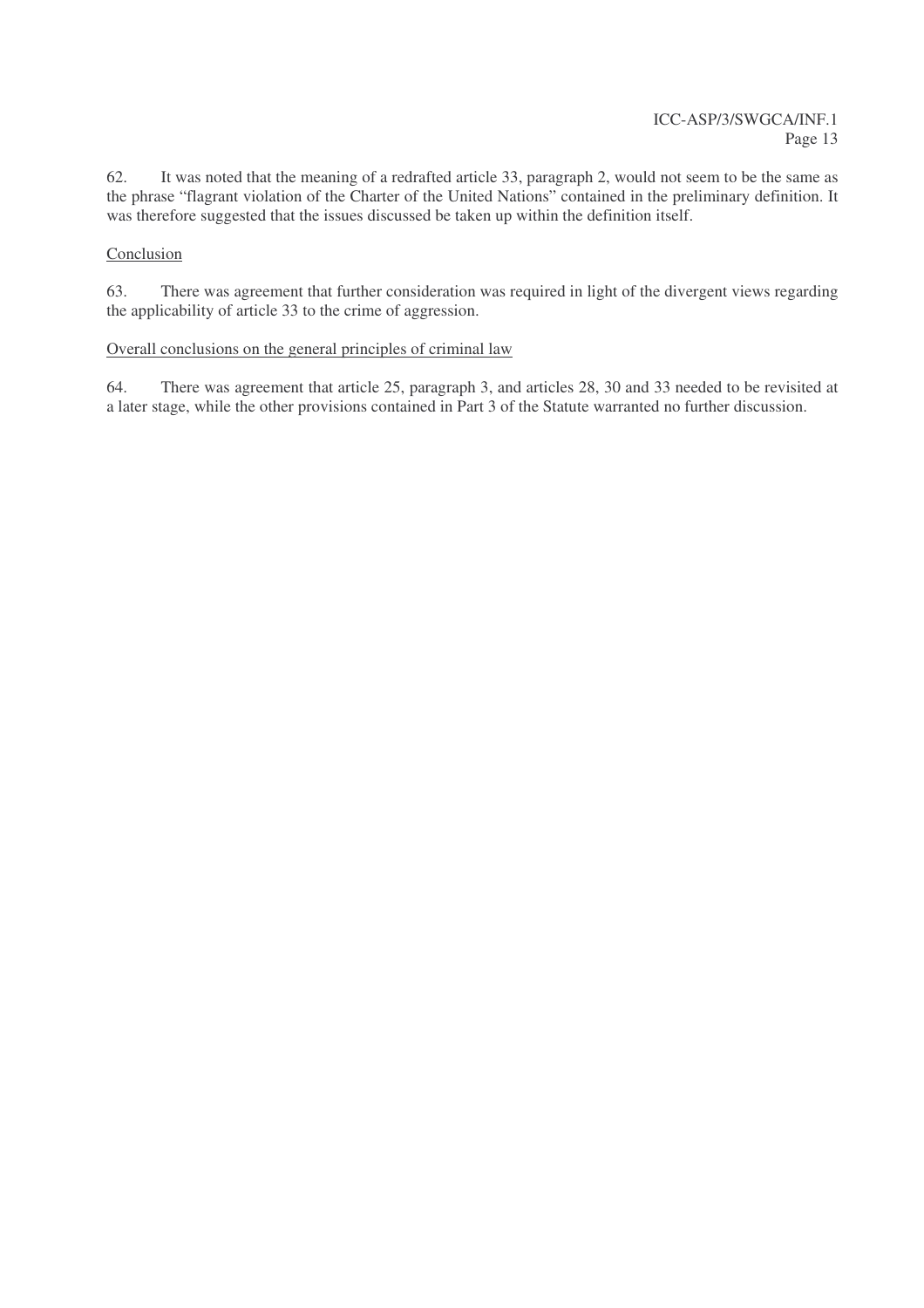62. It was noted that the meaning of a redrafted article 33, paragraph 2, would not seem to be the same as the phrase "flagrant violation of the Charter of the United Nations" contained in the preliminary definition. It was therefore suggested that the issues discussed be taken up within the definition itself.

Conclusion

63. There was agreement that further consideration was required in light of the divergent views regarding the applicability of article 33 to the crime of aggression.

Overall conclusions on the general principles of criminal law

64. There was agreement that article 25, paragraph 3, and articles 28, 30 and 33 needed to be revisited at a later stage, while the other provisions contained in Part 3 of the Statute warranted no further discussion.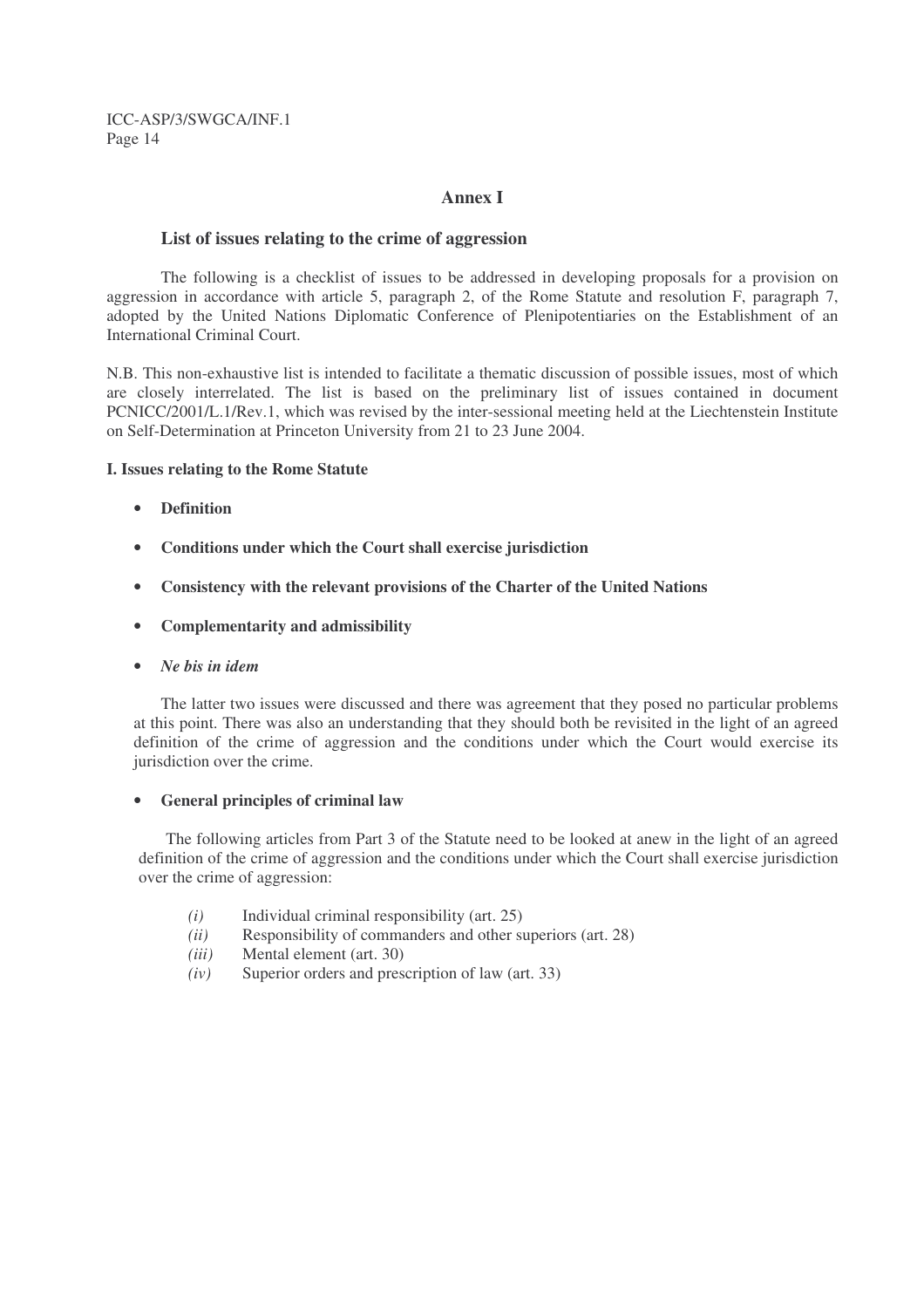# Annex I

## List of issues relating to the crime of aggression

The following is a checklist of issues to be addressed in developing proposals for a provision on aggression in accordance with article 5, paragraph 2, of the Rome Statute and resolution F, paragraph 7, adopted by the United Nations Diplomatic Conference of Plenipotentiaries on the Establishment of an International Criminal Court.

N.B. This non-exhaustive list is intended to facilitate a thematic discussion of possible issues, most of which are closely interrelated. The list is based on the preliminary list of issues contained in document PCNICC/2001/L.1/Rev.1, which was revised by the inter-sessional meeting held at the Liechtenstein Institute on Self-Determination at Princeton University from 21 to 23 June 2004.

### I. Issues relating to the Rome Statute

- **Definition**
- **Conditions under which the Court shall exercise jurisdiction**
- **Consistency with the relevant provisions of the Charter of the United Nations**
- **Complementarity and admissibility**
- ***Ne bis in idem***

The latter two issues were discussed and there was agreement that they posed no particular problems at this point. There was also an understanding that they should both be revisited in the light of an agreed definition of the crime of aggression and the conditions under which the Court would exercise its jurisdiction over the crime.

- **General principles of criminal law**

The following articles from Part 3 of the Statute need to be looked at anew in the light of an agreed definition of the crime of aggression and the conditions under which the Court shall exercise jurisdiction over the crime of aggression:

*(i)* Individual criminal responsibility (art. 25)
*(ii)* Responsibility of commanders and other superiors (art. 28)
*(iii)* Mental element (art. 30)
*(iv)* Superior orders and prescription of law (art. 33)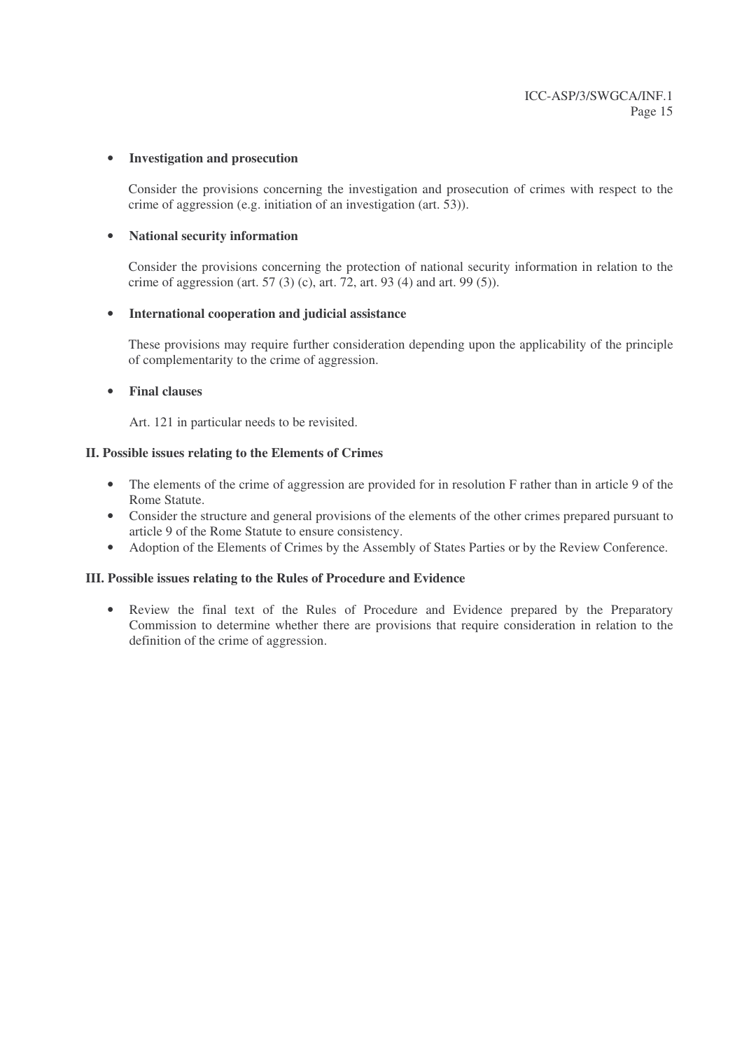- **Investigation and prosecution**

  Consider the provisions concerning the investigation and prosecution of crimes with respect to the crime of aggression (e.g. initiation of an investigation (art. 53)).

- **National security information**

  Consider the provisions concerning the protection of national security information in relation to the crime of aggression (art. 57 (3) (c), art. 72, art. 93 (4) and art. 99 (5)).

- **International cooperation and judicial assistance**

  These provisions may require further consideration depending upon the applicability of the principle of complementarity to the crime of aggression.

- **Final clauses**

  Art. 121 in particular needs to be revisited.

**II. Possible issues relating to the Elements of Crimes**

- The elements of the crime of aggression are provided for in resolution F rather than in article 9 of the Rome Statute.
- Consider the structure and general provisions of the elements of the other crimes prepared pursuant to article 9 of the Rome Statute to ensure consistency.
- Adoption of the Elements of Crimes by the Assembly of States Parties or by the Review Conference.

**III. Possible issues relating to the Rules of Procedure and Evidence**

- Review the final text of the Rules of Procedure and Evidence prepared by the Preparatory Commission to determine whether there are provisions that require consideration in relation to the definition of the crime of aggression.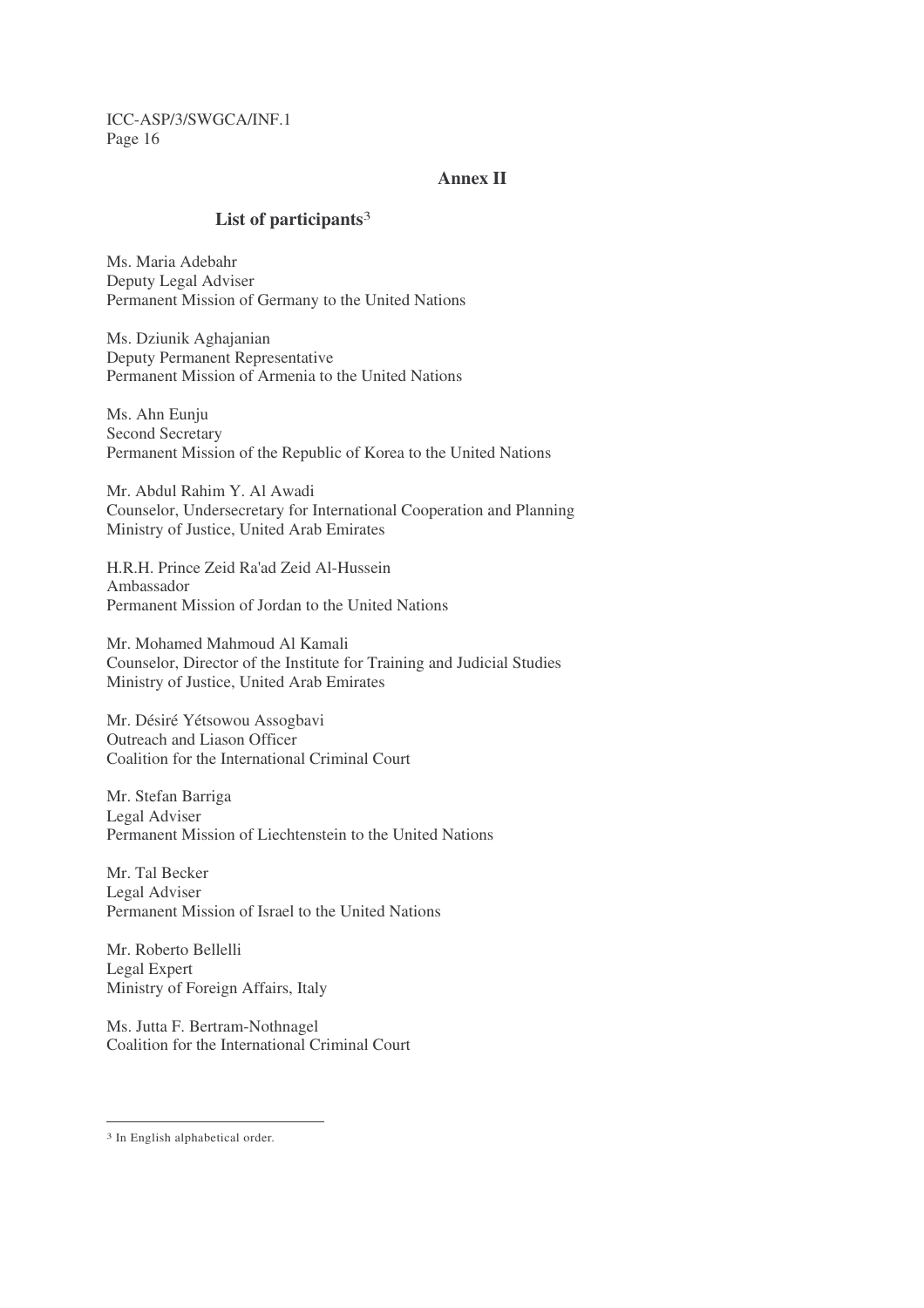## Annex II

### List of participants[3]

Ms. Maria Adebahr
Deputy Legal Adviser
Permanent Mission of Germany to the United Nations

Ms. Dziunik Aghajanian
Deputy Permanent Representative
Permanent Mission of Armenia to the United Nations

Ms. Ahn Eunju
Second Secretary
Permanent Mission of the Republic of Korea to the United Nations

Mr. Abdul Rahim Y. Al Awadi
Counselor, Undersecretary for International Cooperation and Planning
Ministry of Justice, United Arab Emirates

H.R.H. Prince Zeid Ra'ad Zeid Al-Hussein
Ambassador
Permanent Mission of Jordan to the United Nations

Mr. Mohamed Mahmoud Al Kamali
Counselor, Director of the Institute for Training and Judicial Studies
Ministry of Justice, United Arab Emirates

Mr. Désiré Yétsowou Assogbavi
Outreach and Liason Officer
Coalition for the International Criminal Court

Mr. Stefan Barriga
Legal Adviser
Permanent Mission of Liechtenstein to the United Nations

Mr. Tal Becker
Legal Adviser
Permanent Mission of Israel to the United Nations

Mr. Roberto Bellelli
Legal Expert
Ministry of Foreign Affairs, Italy

Ms. Jutta F. Bertram-Nothnagel
Coalition for the International Criminal Court

---

[3] In English alphabetical order.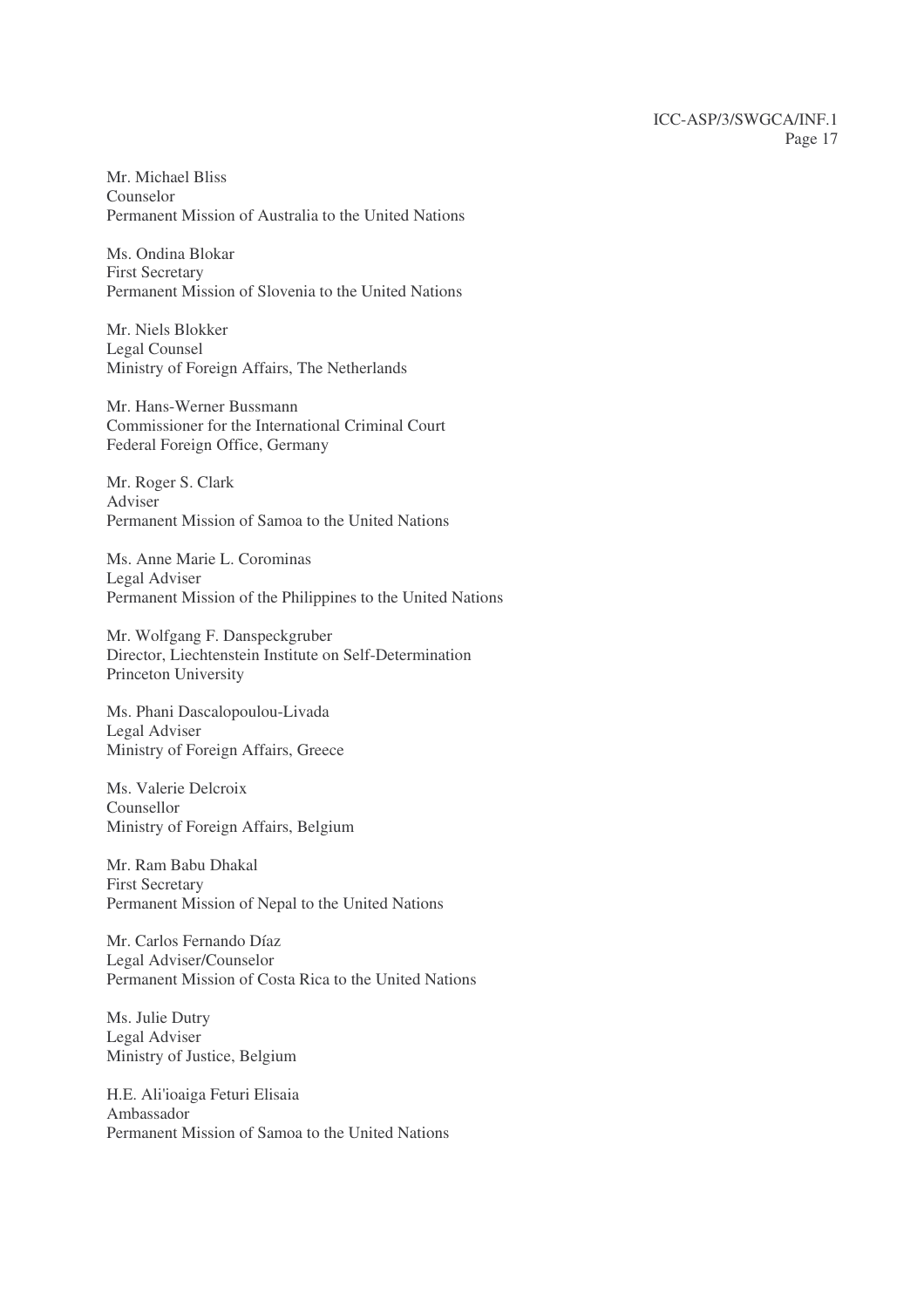Mr. Michael Bliss
Counselor
Permanent Mission of Australia to the United Nations

Ms. Ondina Blokar
First Secretary
Permanent Mission of Slovenia to the United Nations

Mr. Niels Blokker
Legal Counsel
Ministry of Foreign Affairs, The Netherlands

Mr. Hans-Werner Bussmann
Commissioner for the International Criminal Court
Federal Foreign Office, Germany

Mr. Roger S. Clark
Adviser
Permanent Mission of Samoa to the United Nations

Ms. Anne Marie L. Corominas
Legal Adviser
Permanent Mission of the Philippines to the United Nations

Mr. Wolfgang F. Danspeckgruber
Director, Liechtenstein Institute on Self-Determination
Princeton University

Ms. Phani Dascalopoulou-Livada
Legal Adviser
Ministry of Foreign Affairs, Greece

Ms. Valerie Delcroix
Counsellor
Ministry of Foreign Affairs, Belgium

Mr. Ram Babu Dhakal
First Secretary
Permanent Mission of Nepal to the United Nations

Mr. Carlos Fernando Díaz
Legal Adviser/Counselor
Permanent Mission of Costa Rica to the United Nations

Ms. Julie Dutry
Legal Adviser
Ministry of Justice, Belgium

H.E. Ali'ioaiga Feturi Elisaia
Ambassador
Permanent Mission of Samoa to the United Nations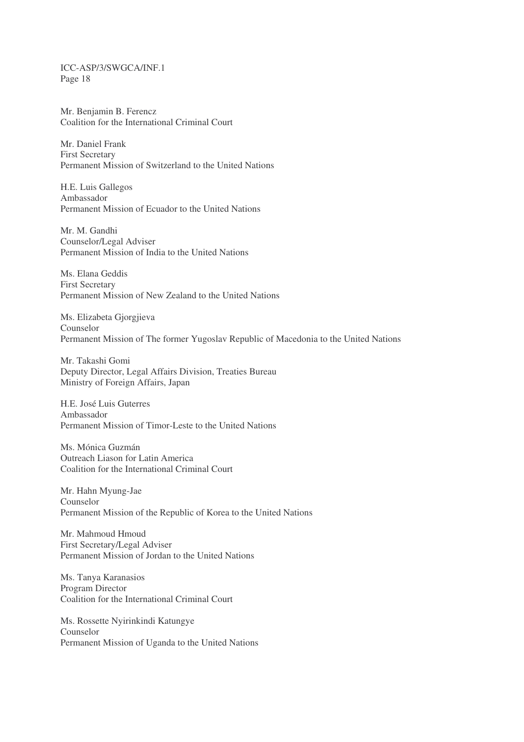Mr. Benjamin B. Ferencz
Coalition for the International Criminal Court

Mr. Daniel Frank
First Secretary
Permanent Mission of Switzerland to the United Nations

H.E. Luis Gallegos
Ambassador
Permanent Mission of Ecuador to the United Nations

Mr. M. Gandhi
Counselor/Legal Adviser
Permanent Mission of India to the United Nations

Ms. Elana Geddis
First Secretary
Permanent Mission of New Zealand to the United Nations

Ms. Elizabeta Gjorgjieva
Counselor
Permanent Mission of The former Yugoslav Republic of Macedonia to the United Nations

Mr. Takashi Gomi
Deputy Director, Legal Affairs Division, Treaties Bureau
Ministry of Foreign Affairs, Japan

H.E. José Luis Guterres
Ambassador
Permanent Mission of Timor-Leste to the United Nations

Ms. Mónica Guzmán
Outreach Liason for Latin America
Coalition for the International Criminal Court

Mr. Hahn Myung-Jae
Counselor
Permanent Mission of the Republic of Korea to the United Nations

Mr. Mahmoud Hmoud
First Secretary/Legal Adviser
Permanent Mission of Jordan to the United Nations

Ms. Tanya Karanasios
Program Director
Coalition for the International Criminal Court

Ms. Rossette Nyirinkindi Katungye
Counselor
Permanent Mission of Uganda to the United Nations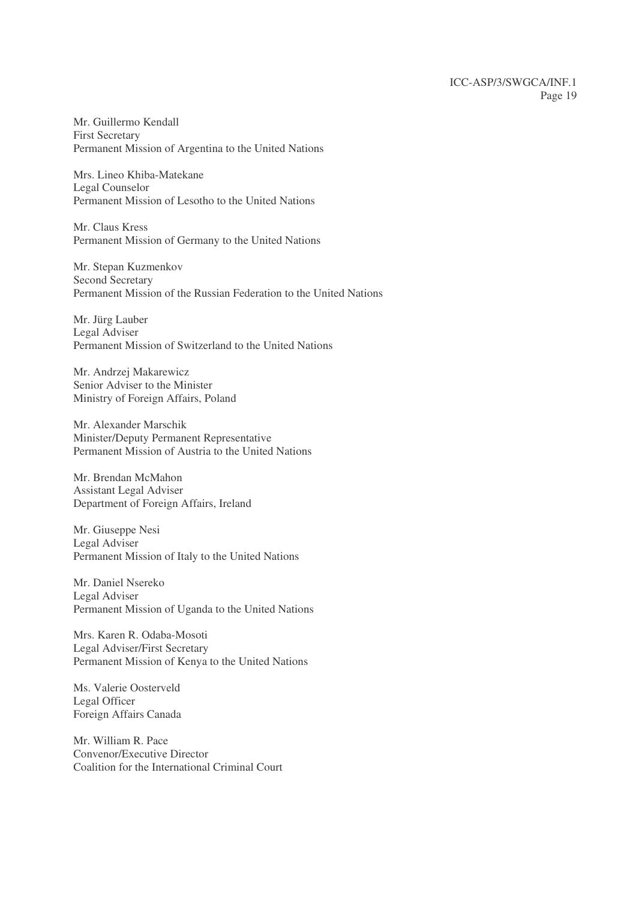Mr. Guillermo Kendall
First Secretary
Permanent Mission of Argentina to the United Nations

Mrs. Lineo Khiba-Matekane
Legal Counselor
Permanent Mission of Lesotho to the United Nations

Mr. Claus Kress
Permanent Mission of Germany to the United Nations

Mr. Stepan Kuzmenkov
Second Secretary
Permanent Mission of the Russian Federation to the United Nations

Mr. Jürg Lauber
Legal Adviser
Permanent Mission of Switzerland to the United Nations

Mr. Andrzej Makarewicz
Senior Adviser to the Minister
Ministry of Foreign Affairs, Poland

Mr. Alexander Marschik
Minister/Deputy Permanent Representative
Permanent Mission of Austria to the United Nations

Mr. Brendan McMahon
Assistant Legal Adviser
Department of Foreign Affairs, Ireland

Mr. Giuseppe Nesi
Legal Adviser
Permanent Mission of Italy to the United Nations

Mr. Daniel Nsereko
Legal Adviser
Permanent Mission of Uganda to the United Nations

Mrs. Karen R. Odaba-Mosoti
Legal Adviser/First Secretary
Permanent Mission of Kenya to the United Nations

Ms. Valerie Oosterveld
Legal Officer
Foreign Affairs Canada

Mr. William R. Pace
Convenor/Executive Director
Coalition for the International Criminal Court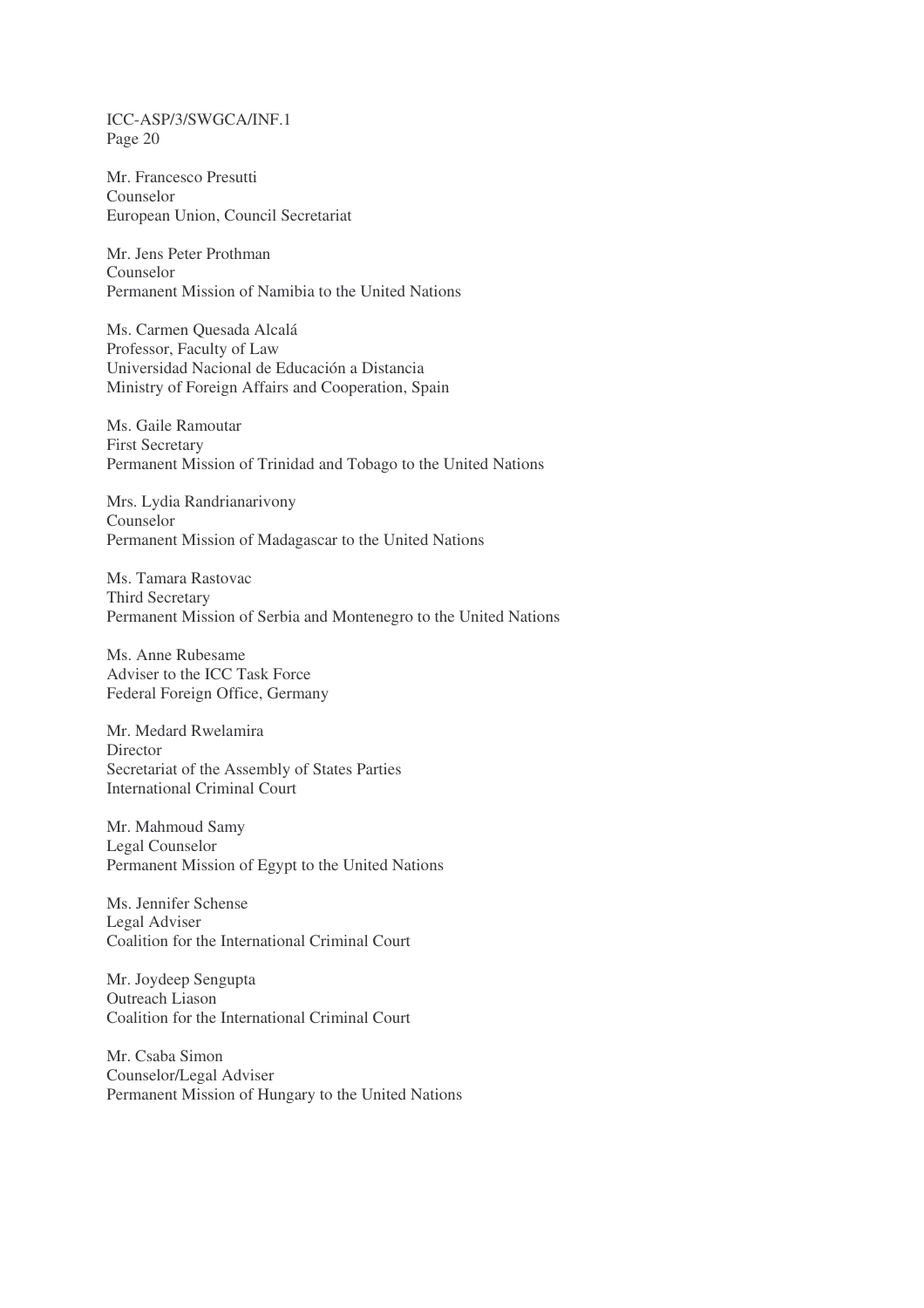Mr. Francesco Presutti
Counselor
European Union, Council Secretariat

Mr. Jens Peter Prothman
Counselor
Permanent Mission of Namibia to the United Nations

Ms. Carmen Quesada Alcalá
Professor, Faculty of Law
Universidad Nacional de Educación a Distancia
Ministry of Foreign Affairs and Cooperation, Spain

Ms. Gaile Ramoutar
First Secretary
Permanent Mission of Trinidad and Tobago to the United Nations

Mrs. Lydia Randrianarivony
Counselor
Permanent Mission of Madagascar to the United Nations

Ms. Tamara Rastovac
Third Secretary
Permanent Mission of Serbia and Montenegro to the United Nations

Ms. Anne Rubesame
Adviser to the ICC Task Force
Federal Foreign Office, Germany

Mr. Medard Rwelamira
Director
Secretariat of the Assembly of States Parties
International Criminal Court

Mr. Mahmoud Samy
Legal Counselor
Permanent Mission of Egypt to the United Nations

Ms. Jennifer Schense
Legal Adviser
Coalition for the International Criminal Court

Mr. Joydeep Sengupta
Outreach Liason
Coalition for the International Criminal Court

Mr. Csaba Simon
Counselor/Legal Adviser
Permanent Mission of Hungary to the United Nations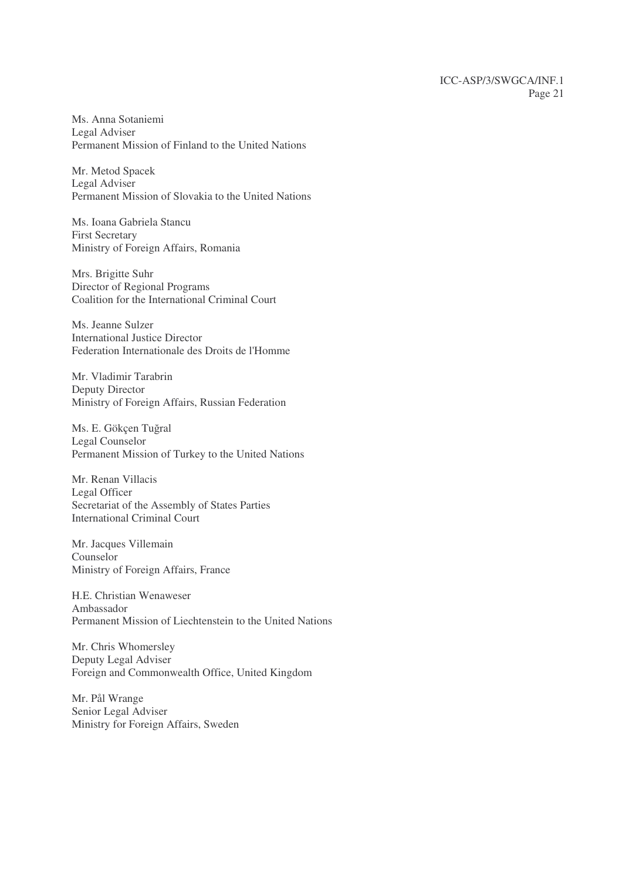Ms. Anna Sotaniemi
Legal Adviser
Permanent Mission of Finland to the United Nations

Mr. Metod Spacek
Legal Adviser
Permanent Mission of Slovakia to the United Nations

Ms. Ioana Gabriela Stancu
First Secretary
Ministry of Foreign Affairs, Romania

Mrs. Brigitte Suhr
Director of Regional Programs
Coalition for the International Criminal Court

Ms. Jeanne Sulzer
International Justice Director
Federation Internationale des Droits de l'Homme

Mr. Vladimir Tarabrin
Deputy Director
Ministry of Foreign Affairs, Russian Federation

Ms. E. Gökçen Tuğral
Legal Counselor
Permanent Mission of Turkey to the United Nations

Mr. Renan Villacis
Legal Officer
Secretariat of the Assembly of States Parties
International Criminal Court

Mr. Jacques Villemain
Counselor
Ministry of Foreign Affairs, France

H.E. Christian Wenaweser
Ambassador
Permanent Mission of Liechtenstein to the United Nations

Mr. Chris Whomersley
Deputy Legal Adviser
Foreign and Commonwealth Office, United Kingdom

Mr. Pål Wrange
Senior Legal Adviser
Ministry for Foreign Affairs, Sweden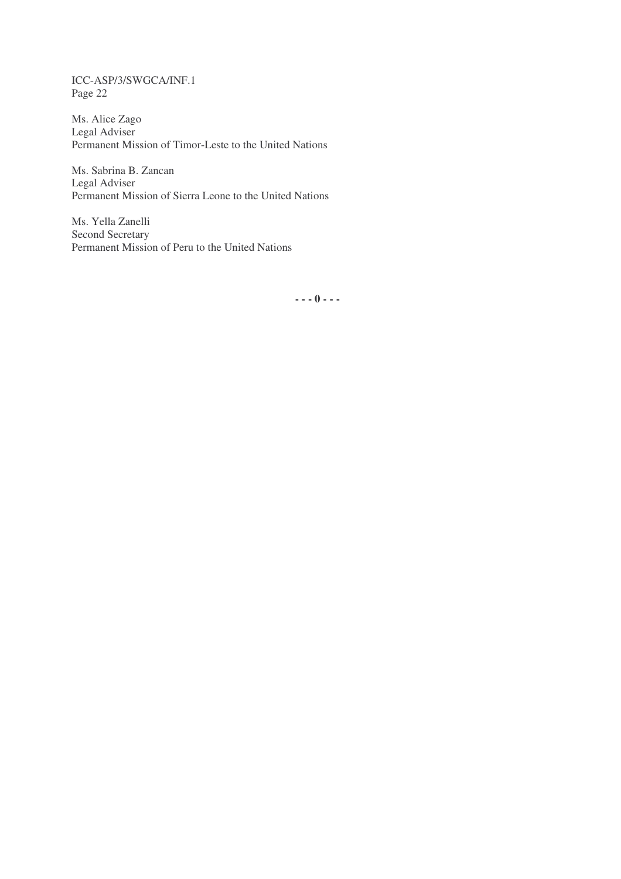Ms. Alice Zago
Legal Adviser
Permanent Mission of Timor-Leste to the United Nations

Ms. Sabrina B. Zancan
Legal Adviser
Permanent Mission of Sierra Leone to the United Nations

Ms. Yella Zanelli
Second Secretary
Permanent Mission of Peru to the United Nations

**- - - 0 - - -**